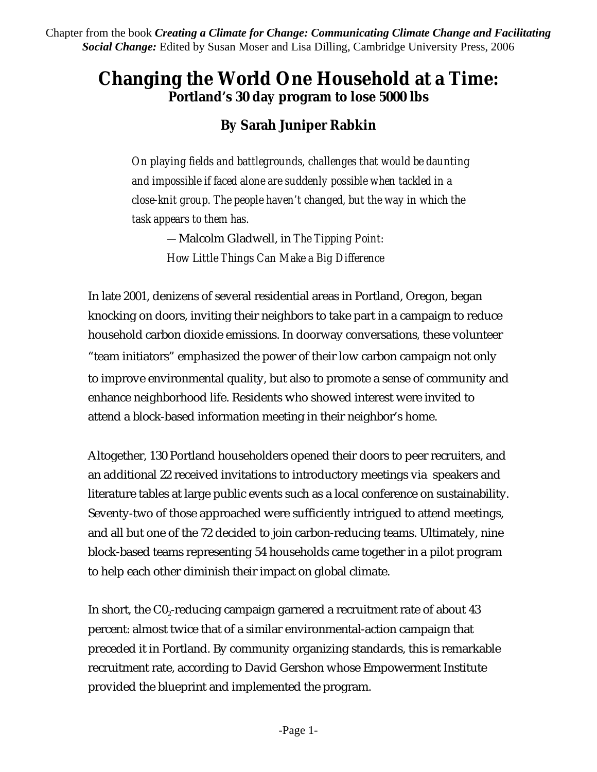Chapter from the book ***Creating a Climate for Change: Communicating Climate Change and Facilitating Social Change:*** Edited by Susan Moser and Lisa Dilling, Cambridge University Press, 2006

# Changing the World One Household at a Time:

## Portland's 30 day program to lose 5000 lbs

### By Sarah Juniper Rabkin

> *On playing fields and battlegrounds, challenges that would be daunting and impossible if faced alone are suddenly possible when tackled in a close-knit group. The people haven't changed, but the way in which the task appears to them has.*
>
> —Malcolm Gladwell, in *The Tipping Point: How Little Things Can Make a Big Difference*

In late 2001, denizens of several residential areas in Portland, Oregon, began knocking on doors, inviting their neighbors to take part in a campaign to reduce household carbon dioxide emissions. In doorway conversations, these volunteer "team initiators" emphasized the power of their low carbon campaign not only to improve environmental quality, but also to promote a sense of community and enhance neighborhood life. Residents who showed interest were invited to attend a block-based information meeting in their neighbor's home.

Altogether, 130 Portland householders opened their doors to peer recruiters, and an additional 22 received invitations to introductory meetings via speakers and literature tables at large public events such as a local conference on sustainability. Seventy-two of those approached were sufficiently intrigued to attend meetings, and all but one of the 72 decided to join carbon-reducing teams. Ultimately, nine block-based teams representing 54 households came together in a pilot program to help each other diminish their impact on global climate.

In short, the $C0_2$-reducing campaign garnered a recruitment rate of about 43 percent: almost twice that of a similar environmental-action campaign that preceded it in Portland. By community organizing standards, this is remarkable recruitment rate, according to David Gershon whose Empowerment Institute provided the blueprint and implemented the program.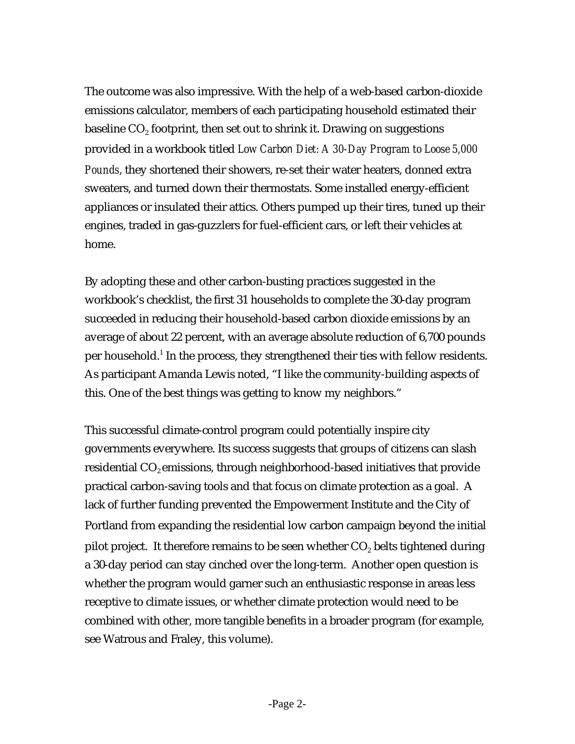The outcome was also impressive. With the help of a web-based carbon-dioxide emissions calculator, members of each participating household estimated their baseline $CO_2$ footprint, then set out to shrink it. Drawing on suggestions provided in a workbook titled *Low Carbon Diet: A 30-Day Program to Loose 5,000 Pounds*, they shortened their showers, re-set their water heaters, donned extra sweaters, and turned down their thermostats. Some installed energy-efficient appliances or insulated their attics. Others pumped up their tires, tuned up their engines, traded in gas-guzzlers for fuel-efficient cars, or left their vehicles at home.

By adopting these and other carbon-busting practices suggested in the workbook's checklist, the first 31 households to complete the 30-day program succeeded in reducing their household-based carbon dioxide emissions by an average of about 22 percent, with an average absolute reduction of 6,700 pounds per household.[1] In the process, they strengthened their ties with fellow residents. As participant Amanda Lewis noted, "I like the community-building aspects of this. One of the best things was getting to know my neighbors."

This successful climate-control program could potentially inspire city governments everywhere. Its success suggests that groups of citizens can slash residential $CO_2$ emissions, through neighborhood-based initiatives that provide practical carbon-saving tools and that focus on climate protection as a goal. A lack of further funding prevented the Empowerment Institute and the City of Portland from expanding the residential low carbon campaign beyond the initial pilot project. It therefore remains to be seen whether $CO_2$ belts tightened during a 30-day period can stay cinched over the long-term. Another open question is whether the program would garner such an enthusiastic response in areas less receptive to climate issues, or whether climate protection would need to be combined with other, more tangible benefits in a broader program (for example, see Watrous and Fraley, this volume).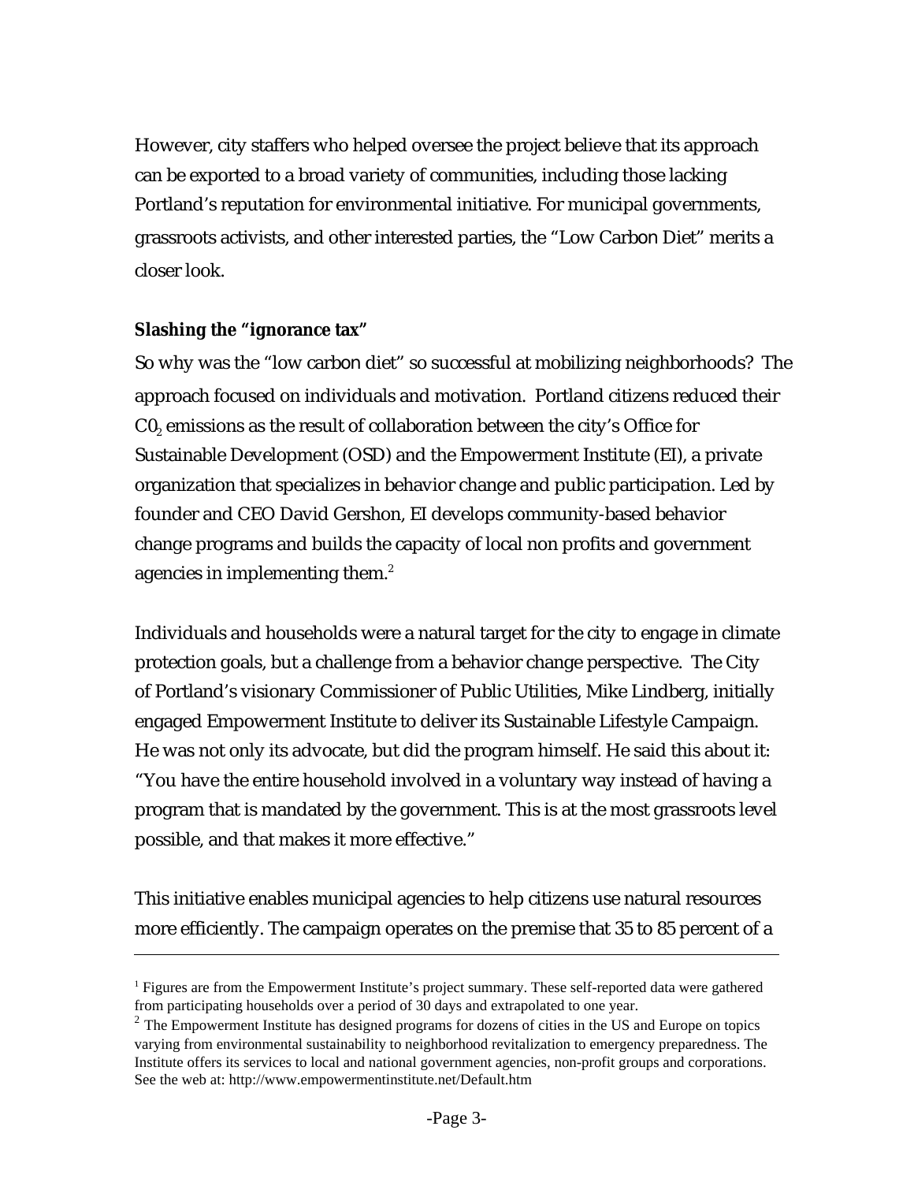However, city staffers who helped oversee the project believe that its approach can be exported to a broad variety of communities, including those lacking Portland's reputation for environmental initiative. For municipal governments, grassroots activists, and other interested parties, the "Low Carbon Diet" merits a closer look.

**Slashing the "ignorance tax"**

So why was the "low carbon diet" so successful at mobilizing neighborhoods? The approach focused on individuals and motivation. Portland citizens reduced their $C0_2$ emissions as the result of collaboration between the city's Office for Sustainable Development (OSD) and the Empowerment Institute (EI), a private organization that specializes in behavior change and public participation. Led by founder and CEO David Gershon, EI develops community-based behavior change programs and builds the capacity of local non profits and government agencies in implementing them.[2]

Individuals and households were a natural target for the city to engage in climate protection goals, but a challenge from a behavior change perspective. The City of Portland's visionary Commissioner of Public Utilities, Mike Lindberg, initially engaged Empowerment Institute to deliver its Sustainable Lifestyle Campaign. He was not only its advocate, but did the program himself. He said this about it: "You have the entire household involved in a voluntary way instead of having a program that is mandated by the government. This is at the most grassroots level possible, and that makes it more effective."

This initiative enables municipal agencies to help citizens use natural resources more efficiently. The campaign operates on the premise that 35 to 85 percent of a

---

[1] Figures are from the Empowerment Institute's project summary. These self-reported data were gathered from participating households over a period of 30 days and extrapolated to one year.

[2] The Empowerment Institute has designed programs for dozens of cities in the US and Europe on topics varying from environmental sustainability to neighborhood revitalization to emergency preparedness. The Institute offers its services to local and national government agencies, non-profit groups and corporations. See the web at: http://www.empowermentinstitute.net/Default.htm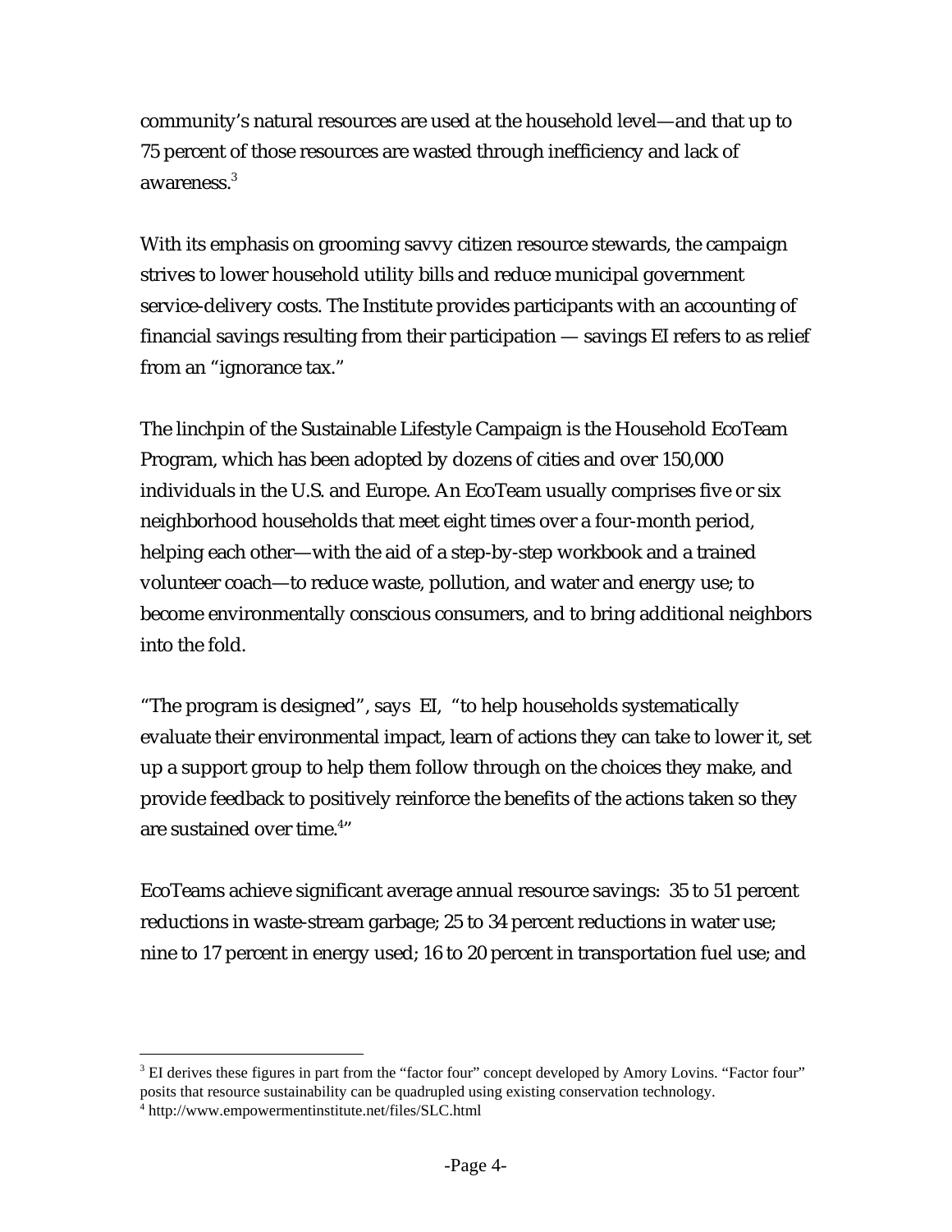community's natural resources are used at the household level—and that up to 75 percent of those resources are wasted through inefficiency and lack of awareness.[3]

With its emphasis on grooming savvy citizen resource stewards, the campaign strives to lower household utility bills and reduce municipal government service-delivery costs. The Institute provides participants with an accounting of financial savings resulting from their participation — savings EI refers to as relief from an "ignorance tax."

The linchpin of the Sustainable Lifestyle Campaign is the Household EcoTeam Program, which has been adopted by dozens of cities and over 150,000 individuals in the U.S. and Europe. An EcoTeam usually comprises five or six neighborhood households that meet eight times over a four-month period, helping each other—with the aid of a step-by-step workbook and a trained volunteer coach—to reduce waste, pollution, and water and energy use; to become environmentally conscious consumers, and to bring additional neighbors into the fold.

"The program is designed", says EI, "to help households systematically evaluate their environmental impact, learn of actions they can take to lower it, set up a support group to help them follow through on the choices they make, and provide feedback to positively reinforce the benefits of the actions taken so they are sustained over time.[4]"

EcoTeams achieve significant average annual resource savings: 35 to 51 percent reductions in waste-stream garbage; 25 to 34 percent reductions in water use; nine to 17 percent in energy used; 16 to 20 percent in transportation fuel use; and

---

[3] EI derives these figures in part from the "factor four" concept developed by Amory Lovins. "Factor four" posits that resource sustainability can be quadrupled using existing conservation technology.

[4] http://www.empowermentinstitute.net/files/SLC.html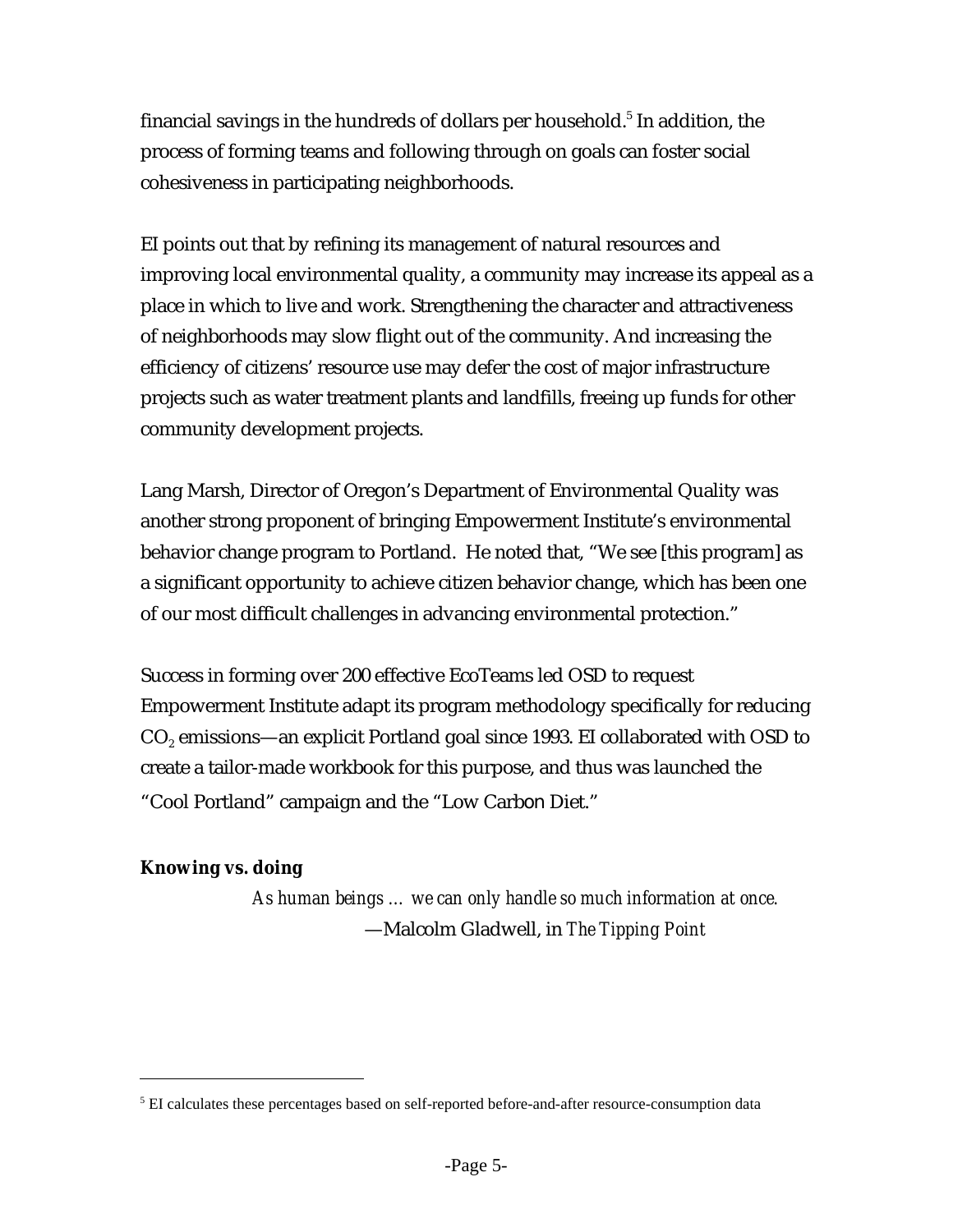financial savings in the hundreds of dollars per household.[5] In addition, the process of forming teams and following through on goals can foster social cohesiveness in participating neighborhoods.

EI points out that by refining its management of natural resources and improving local environmental quality, a community may increase its appeal as a place in which to live and work. Strengthening the character and attractiveness of neighborhoods may slow flight out of the community. And increasing the efficiency of citizens' resource use may defer the cost of major infrastructure projects such as water treatment plants and landfills, freeing up funds for other community development projects.

Lang Marsh, Director of Oregon's Department of Environmental Quality was another strong proponent of bringing Empowerment Institute's environmental behavior change program to Portland. He noted that, "We see [this program] as a significant opportunity to achieve citizen behavior change, which has been one of our most difficult challenges in advancing environmental protection."

Success in forming over 200 effective EcoTeams led OSD to request Empowerment Institute adapt its program methodology specifically for reducing $CO_2$ emissions—an explicit Portland goal since 1993. EI collaborated with OSD to create a tailor-made workbook for this purpose, and thus was launched the "Cool Portland" campaign and the "Low Carbon Diet."

**Knowing vs. doing**

> *As human beings … we can only handle so much information at once.*
> —Malcolm Gladwell, in *The Tipping Point*

---

[5] EI calculates these percentages based on self-reported before-and-after resource-consumption data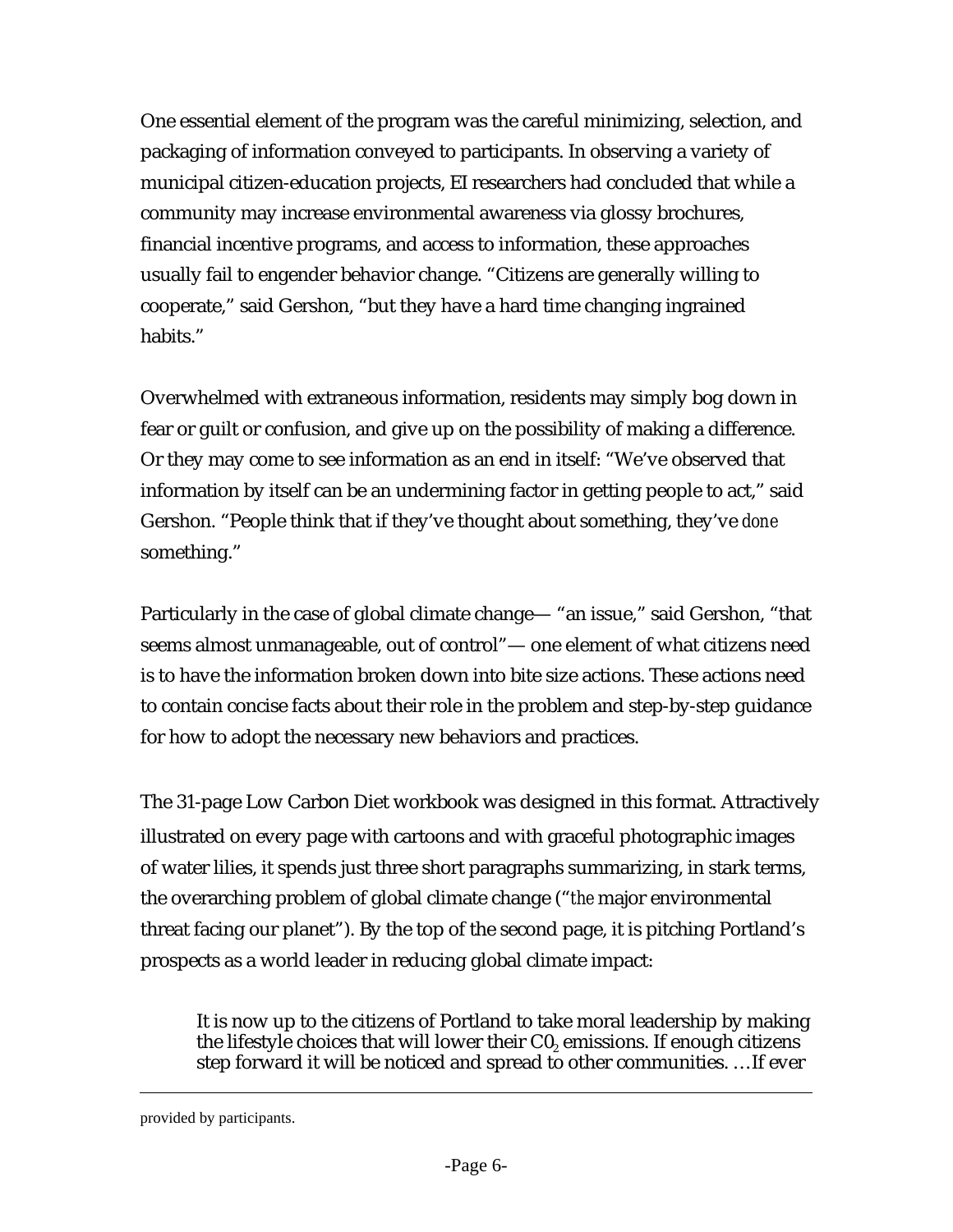One essential element of the program was the careful minimizing, selection, and packaging of information conveyed to participants. In observing a variety of municipal citizen-education projects, EI researchers had concluded that while a community may increase environmental awareness via glossy brochures, financial incentive programs, and access to information, these approaches usually fail to engender behavior change. "Citizens are generally willing to cooperate," said Gershon, "but they have a hard time changing ingrained habits."

Overwhelmed with extraneous information, residents may simply bog down in fear or guilt or confusion, and give up on the possibility of making a difference. Or they may come to see information as an end in itself: "We've observed that information by itself can be an undermining factor in getting people to act," said Gershon. "People think that if they've thought about something, they've *done* something."

Particularly in the case of global climate change— "an issue," said Gershon, "that seems almost unmanageable, out of control"— one element of what citizens need is to have the information broken down into bite size actions. These actions need to contain concise facts about their role in the problem and step-by-step guidance for how to adopt the necessary new behaviors and practices.

The 31-page Low Carbon Diet workbook was designed in this format. Attractively illustrated on every page with cartoons and with graceful photographic images of water lilies, it spends just three short paragraphs summarizing, in stark terms, the overarching problem of global climate change ("*the* major environmental threat facing our planet"). By the top of the second page, it is pitching Portland's prospects as a world leader in reducing global climate impact:

> It is now up to the citizens of Portland to take moral leadership by making the lifestyle choices that will lower their $C0_2$ emissions. If enough citizens step forward it will be noticed and spread to other communities. …If ever

---

provided by participants.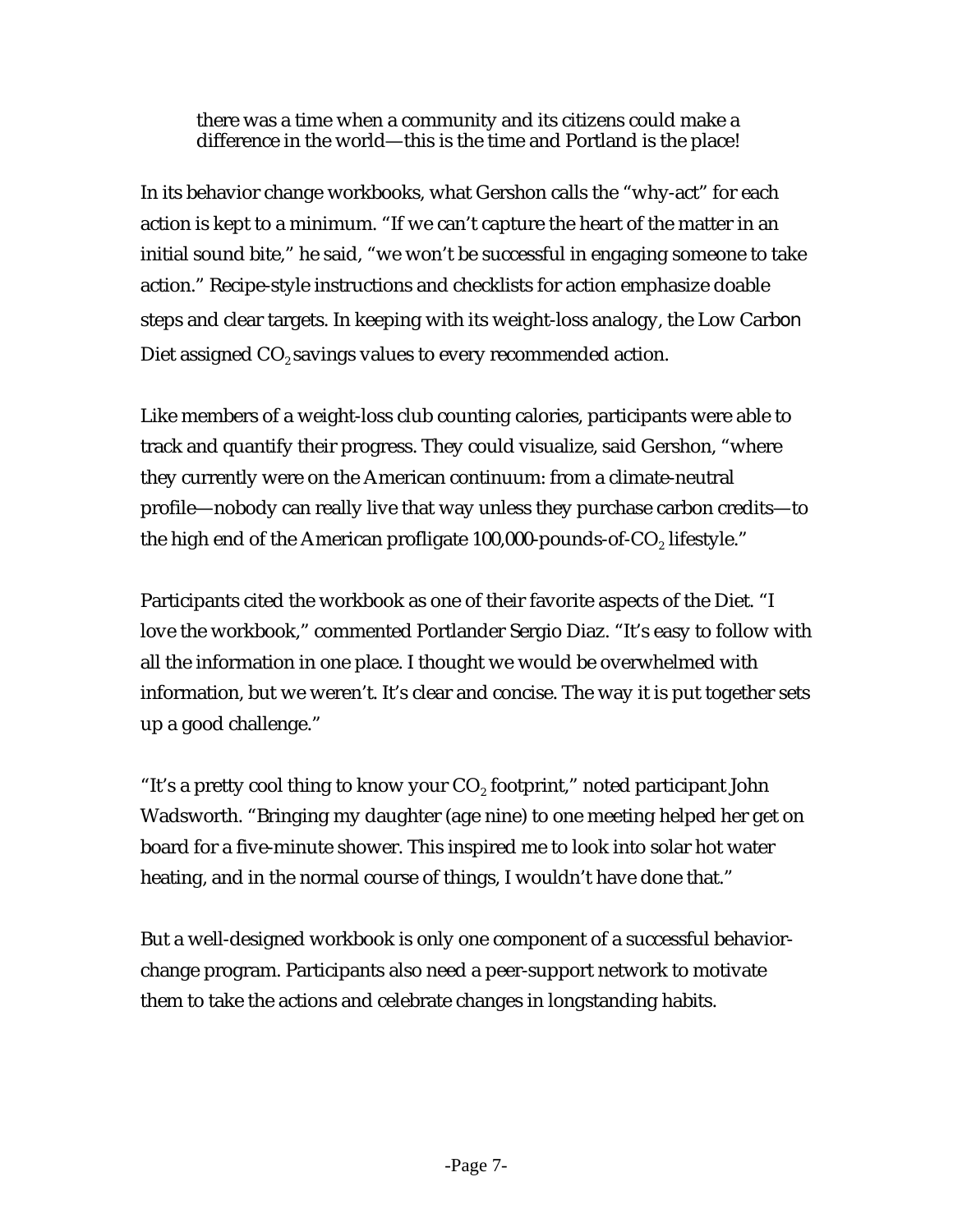> there was a time when a community and its citizens could make a difference in the world—this is the time and Portland is the place!

In its behavior change workbooks, what Gershon calls the "why-act" for each action is kept to a minimum. "If we can't capture the heart of the matter in an initial sound bite," he said, "we won't be successful in engaging someone to take action." Recipe-style instructions and checklists for action emphasize doable steps and clear targets. In keeping with its weight-loss analogy, the Low Carbon Diet assigned $CO_2$ savings values to every recommended action.

Like members of a weight-loss club counting calories, participants were able to track and quantify their progress. They could visualize, said Gershon, "where they currently were on the American continuum: from a climate-neutral profile—nobody can really live that way unless they purchase carbon credits—to the high end of the American profligate 100,000-pounds-of-$CO_2$ lifestyle."

Participants cited the workbook as one of their favorite aspects of the Diet. "I love the workbook," commented Portlander Sergio Diaz. "It's easy to follow with all the information in one place. I thought we would be overwhelmed with information, but we weren't. It's clear and concise. The way it is put together sets up a good challenge."

"It's a pretty cool thing to know your $CO_2$ footprint," noted participant John Wadsworth. "Bringing my daughter (age nine) to one meeting helped her get on board for a five-minute shower. This inspired me to look into solar hot water heating, and in the normal course of things, I wouldn't have done that."

But a well-designed workbook is only one component of a successful behavior-change program. Participants also need a peer-support network to motivate them to take the actions and celebrate changes in longstanding habits.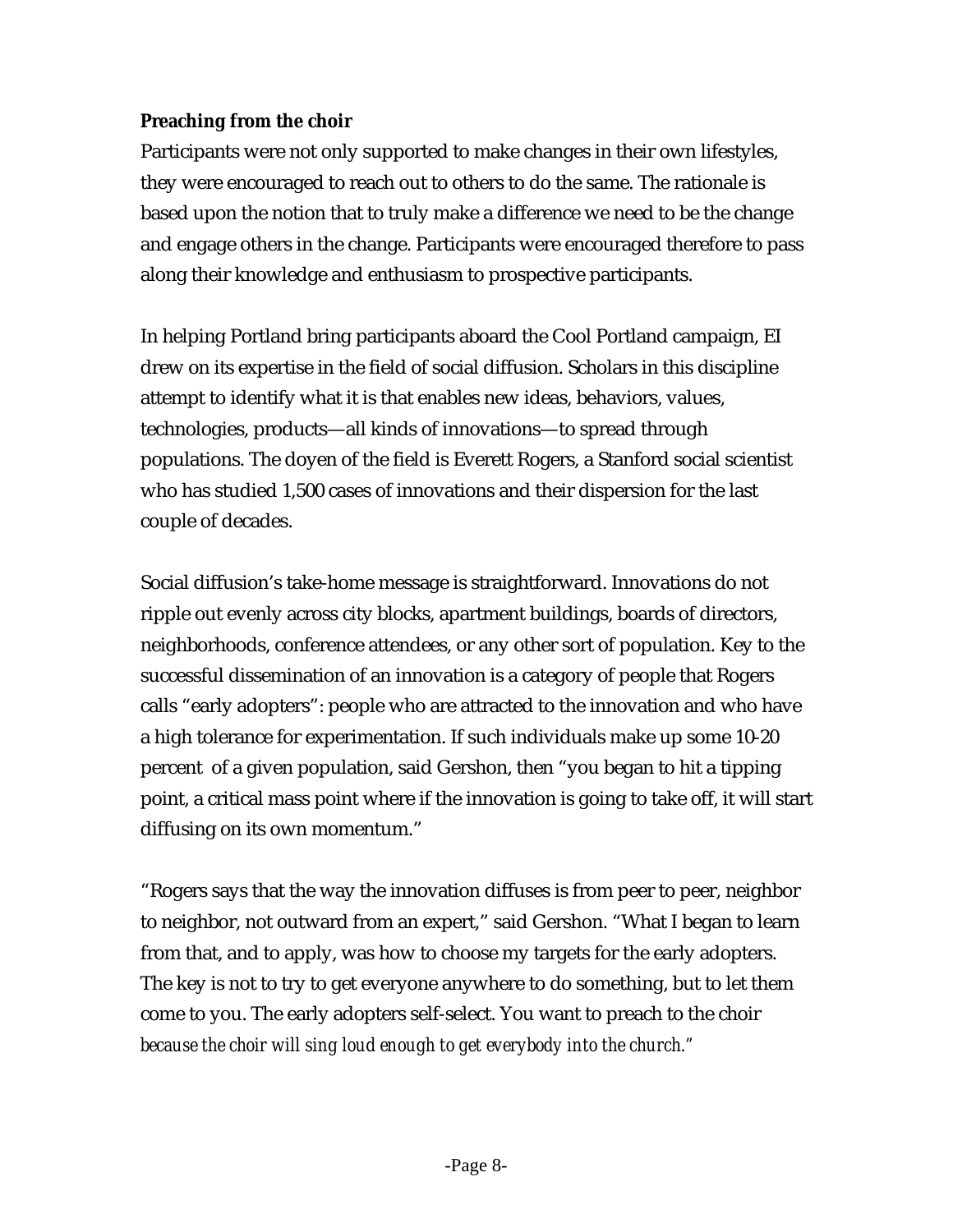**Preaching from the choir**

Participants were not only supported to make changes in their own lifestyles, they were encouraged to reach out to others to do the same. The rationale is based upon the notion that to truly make a difference we need to be the change and engage others in the change. Participants were encouraged therefore to pass along their knowledge and enthusiasm to prospective participants.

In helping Portland bring participants aboard the Cool Portland campaign, EI drew on its expertise in the field of social diffusion. Scholars in this discipline attempt to identify what it is that enables new ideas, behaviors, values, technologies, products—all kinds of innovations—to spread through populations. The doyen of the field is Everett Rogers, a Stanford social scientist who has studied 1,500 cases of innovations and their dispersion for the last couple of decades.

Social diffusion's take-home message is straightforward. Innovations do not ripple out evenly across city blocks, apartment buildings, boards of directors, neighborhoods, conference attendees, or any other sort of population. Key to the successful dissemination of an innovation is a category of people that Rogers calls "early adopters": people who are attracted to the innovation and who have a high tolerance for experimentation. If such individuals make up some 10-20 percent of a given population, said Gershon, then "you began to hit a tipping point, a critical mass point where if the innovation is going to take off, it will start diffusing on its own momentum."

"Rogers says that the way the innovation diffuses is from peer to peer, neighbor to neighbor, not outward from an expert," said Gershon. "What I began to learn from that, and to apply, was how to choose my targets for the early adopters. The key is not to try to get everyone anywhere to do something, but to let them come to you. The early adopters self-select. You want to preach to the choir *because the choir will sing loud enough to get everybody into the church."*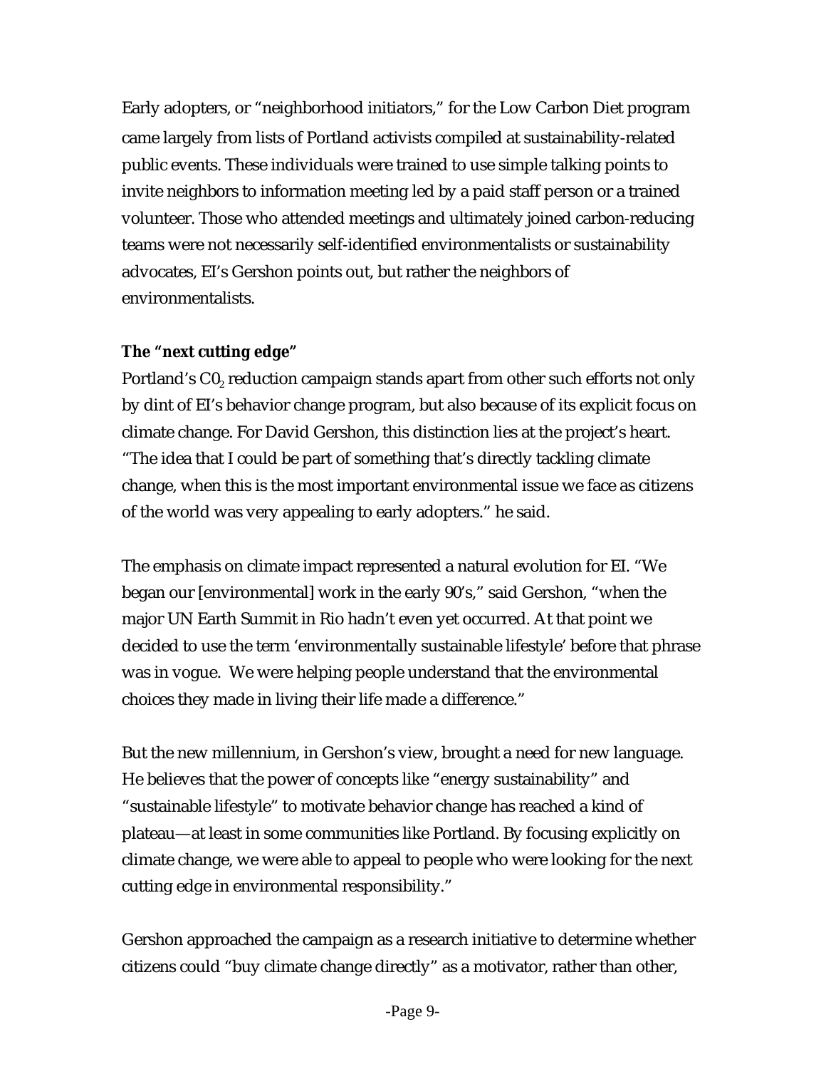Early adopters, or "neighborhood initiators," for the Low Carbon Diet program came largely from lists of Portland activists compiled at sustainability-related public events. These individuals were trained to use simple talking points to invite neighbors to information meeting led by a paid staff person or a trained volunteer. Those who attended meetings and ultimately joined carbon-reducing teams were not necessarily self-identified environmentalists or sustainability advocates, EI's Gershon points out, but rather the neighbors of environmentalists.

**The "next cutting edge"**

Portland's $C0_2$ reduction campaign stands apart from other such efforts not only by dint of EI's behavior change program, but also because of its explicit focus on climate change. For David Gershon, this distinction lies at the project's heart. "The idea that I could be part of something that's directly tackling climate change, when this is the most important environmental issue we face as citizens of the world was very appealing to early adopters." he said.

The emphasis on climate impact represented a natural evolution for EI. "We began our [environmental] work in the early 90's," said Gershon, "when the major UN Earth Summit in Rio hadn't even yet occurred. At that point we decided to use the term 'environmentally sustainable lifestyle' before that phrase was in vogue. We were helping people understand that the environmental choices they made in living their life made a difference."

But the new millennium, in Gershon's view, brought a need for new language. He believes that the power of concepts like "energy sustainability" and "sustainable lifestyle" to motivate behavior change has reached a kind of plateau—at least in some communities like Portland. By focusing explicitly on climate change, we were able to appeal to people who were looking for the next cutting edge in environmental responsibility."

Gershon approached the campaign as a research initiative to determine whether citizens could "buy climate change directly" as a motivator, rather than other,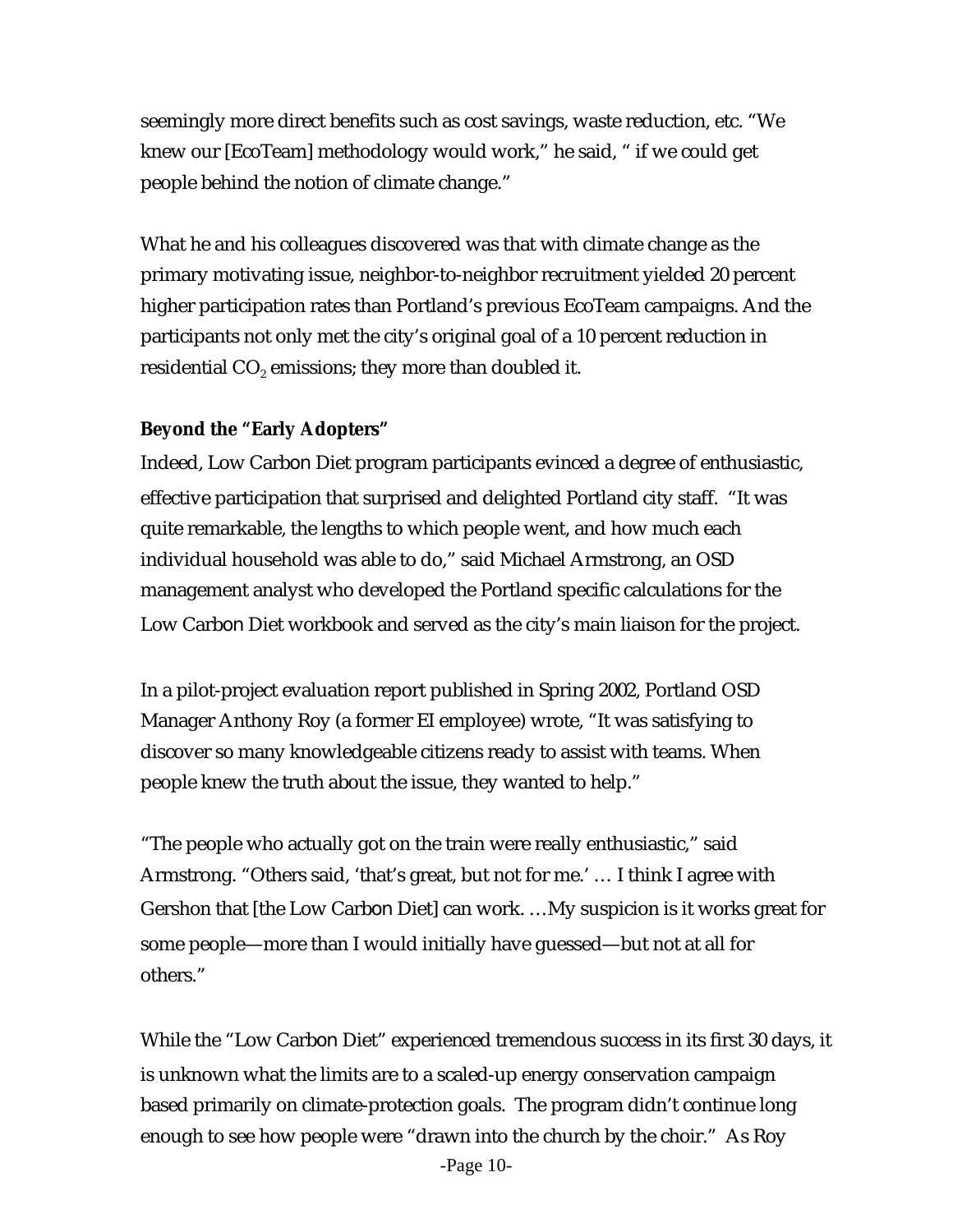seemingly more direct benefits such as cost savings, waste reduction, etc. "We knew our [EcoTeam] methodology would work," he said, " if we could get people behind the notion of climate change."

What he and his colleagues discovered was that with climate change as the primary motivating issue, neighbor-to-neighbor recruitment yielded 20 percent higher participation rates than Portland's previous EcoTeam campaigns. And the participants not only met the city's original goal of a 10 percent reduction in residential $CO_2$ emissions; they more than doubled it.

**Beyond the "Early Adopters"**

Indeed, Low Carbon Diet program participants evinced a degree of enthusiastic, effective participation that surprised and delighted Portland city staff. "It was quite remarkable, the lengths to which people went, and how much each individual household was able to do," said Michael Armstrong, an OSD management analyst who developed the Portland specific calculations for the Low Carbon Diet workbook and served as the city's main liaison for the project.

In a pilot-project evaluation report published in Spring 2002, Portland OSD Manager Anthony Roy (a former EI employee) wrote, "It was satisfying to discover so many knowledgeable citizens ready to assist with teams. When people knew the truth about the issue, they wanted to help."

"The people who actually got on the train were really enthusiastic," said Armstrong. "Others said, 'that's great, but not for me.' … I think I agree with Gershon that [the Low Carbon Diet] can work. …My suspicion is it works great for some people—more than I would initially have guessed—but not at all for others."

While the "Low Carbon Diet" experienced tremendous success in its first 30 days, it is unknown what the limits are to a scaled-up energy conservation campaign based primarily on climate-protection goals. The program didn't continue long enough to see how people were "drawn into the church by the choir." As Roy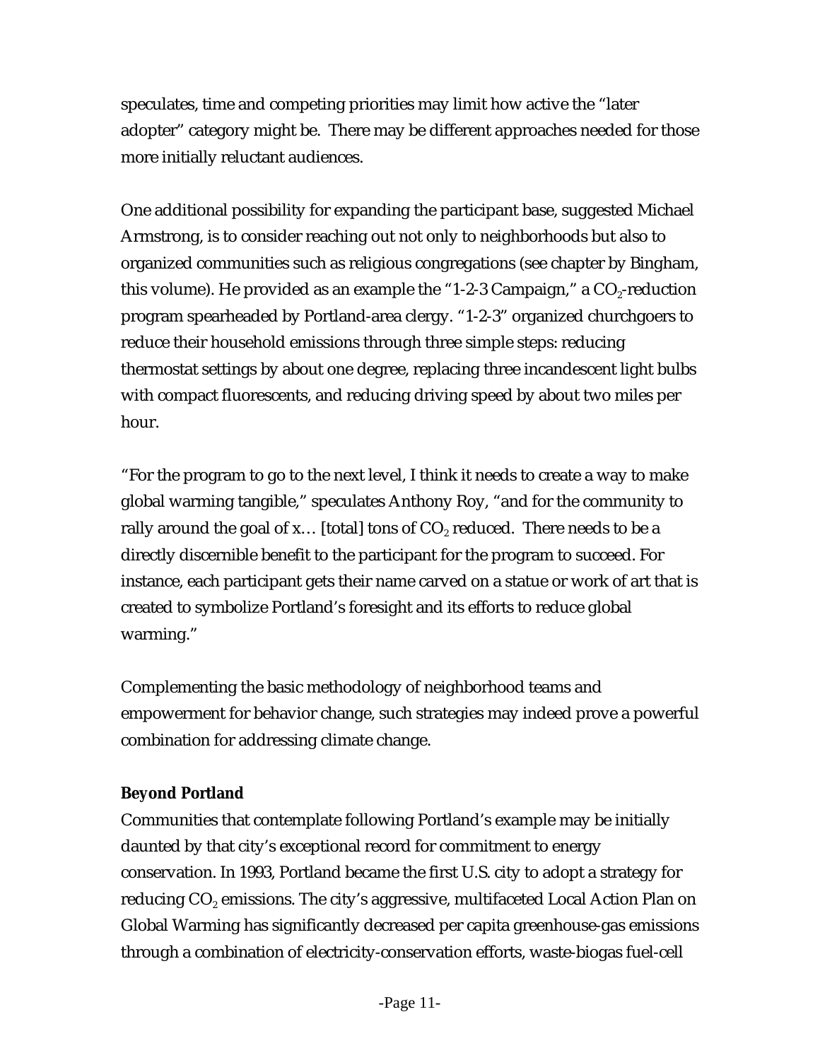speculates, time and competing priorities may limit how active the "later adopter" category might be. There may be different approaches needed for those more initially reluctant audiences.

One additional possibility for expanding the participant base, suggested Michael Armstrong, is to consider reaching out not only to neighborhoods but also to organized communities such as religious congregations (see chapter by Bingham, this volume). He provided as an example the "1-2-3 Campaign," a $CO_2$-reduction program spearheaded by Portland-area clergy. "1-2-3" organized churchgoers to reduce their household emissions through three simple steps: reducing thermostat settings by about one degree, replacing three incandescent light bulbs with compact fluorescents, and reducing driving speed by about two miles per hour.

"For the program to go to the next level, I think it needs to create a way to make global warming tangible," speculates Anthony Roy, "and for the community to rally around the goal of x… [total] tons of $CO_2$ reduced. There needs to be a directly discernible benefit to the participant for the program to succeed. For instance, each participant gets their name carved on a statue or work of art that is created to symbolize Portland's foresight and its efforts to reduce global warming."

Complementing the basic methodology of neighborhood teams and empowerment for behavior change, such strategies may indeed prove a powerful combination for addressing climate change.

**Beyond Portland**

Communities that contemplate following Portland's example may be initially daunted by that city's exceptional record for commitment to energy conservation. In 1993, Portland became the first U.S. city to adopt a strategy for reducing $CO_2$ emissions. The city's aggressive, multifaceted Local Action Plan on Global Warming has significantly decreased per capita greenhouse-gas emissions through a combination of electricity-conservation efforts, waste-biogas fuel-cell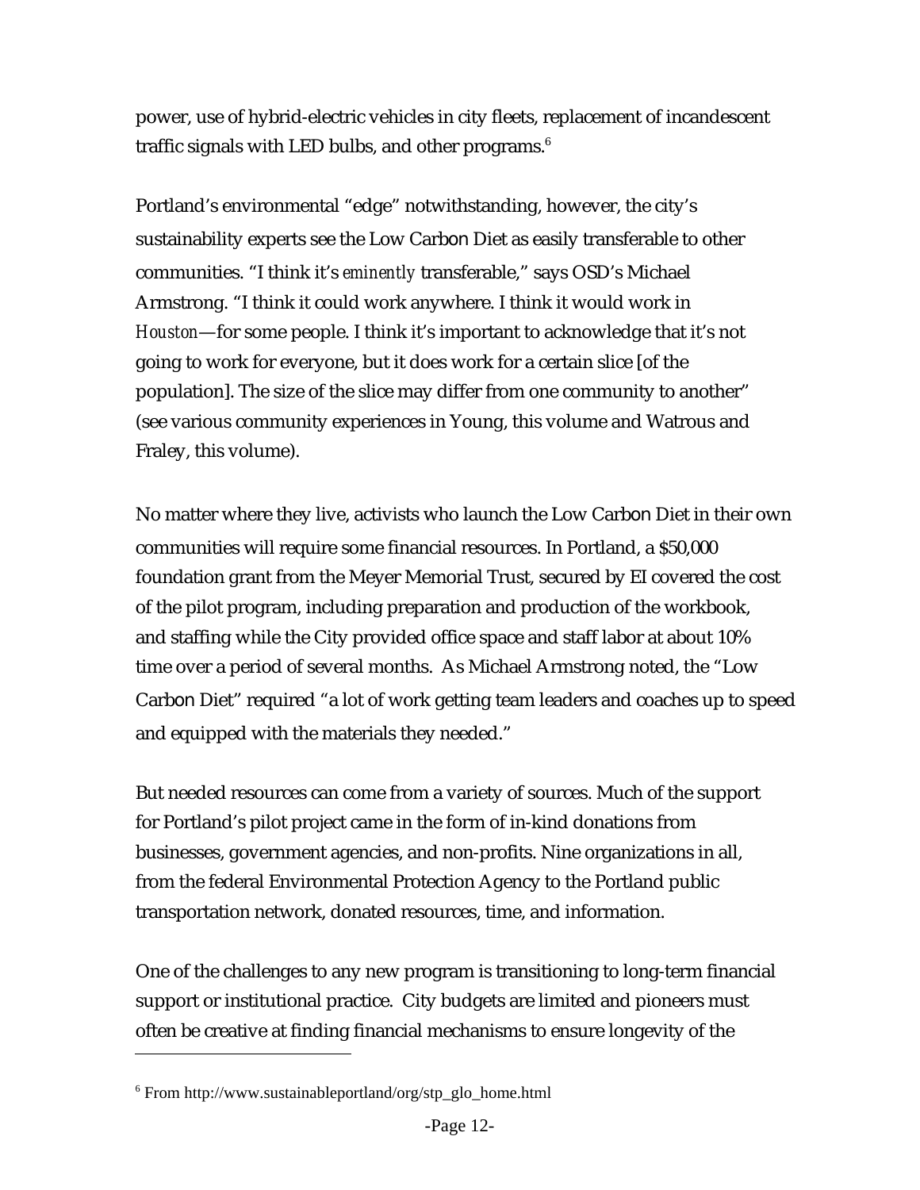power, use of hybrid-electric vehicles in city fleets, replacement of incandescent traffic signals with LED bulbs, and other programs.[6]

Portland's environmental "edge" notwithstanding, however, the city's sustainability experts see the Low Carbon Diet as easily transferable to other communities. "I think it's *eminently* transferable," says OSD's Michael Armstrong. "I think it could work anywhere. I think it would work in *Houston*—for some people. I think it's important to acknowledge that it's not going to work for everyone, but it does work for a certain slice [of the population]. The size of the slice may differ from one community to another" (see various community experiences in Young, this volume and Watrous and Fraley, this volume).

No matter where they live, activists who launch the Low Carbon Diet in their own communities will require some financial resources. In Portland, a $50,000 foundation grant from the Meyer Memorial Trust, secured by EI covered the cost of the pilot program, including preparation and production of the workbook, and staffing while the City provided office space and staff labor at about 10% time over a period of several months. As Michael Armstrong noted, the "Low Carbon Diet" required "a lot of work getting team leaders and coaches up to speed and equipped with the materials they needed."

But needed resources can come from a variety of sources. Much of the support for Portland's pilot project came in the form of in-kind donations from businesses, government agencies, and non-profits. Nine organizations in all, from the federal Environmental Protection Agency to the Portland public transportation network, donated resources, time, and information.

One of the challenges to any new program is transitioning to long-term financial support or institutional practice. City budgets are limited and pioneers must often be creative at finding financial mechanisms to ensure longevity of the

---

[6] From http://www.sustainableportland/org/stp_glo_home.html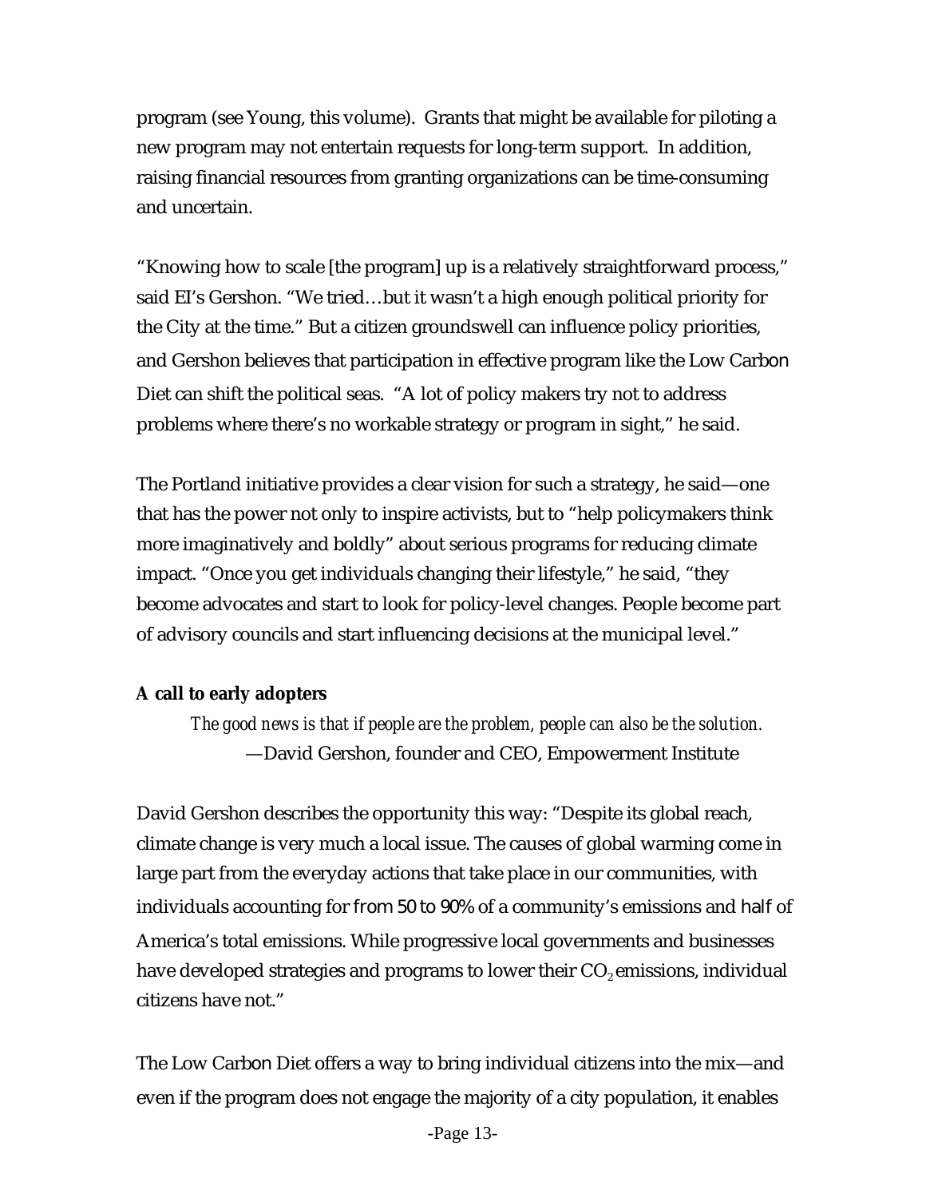program (see Young, this volume). Grants that might be available for piloting a new program may not entertain requests for long-term support. In addition, raising financial resources from granting organizations can be time-consuming and uncertain.

"Knowing how to scale [the program] up is a relatively straightforward process," said EI's Gershon. "We tried…but it wasn't a high enough political priority for the City at the time." But a citizen groundswell can influence policy priorities, and Gershon believes that participation in effective program like the Low Carbon Diet can shift the political seas. "A lot of policy makers try not to address problems where there's no workable strategy or program in sight," he said.

The Portland initiative provides a clear vision for such a strategy, he said—one that has the power not only to inspire activists, but to "help policymakers think more imaginatively and boldly" about serious programs for reducing climate impact. "Once you get individuals changing their lifestyle," he said, "they become advocates and start to look for policy-level changes. People become part of advisory councils and start influencing decisions at the municipal level."

**A call to early adopters**

> *The good news is that if people are the problem, people can also be the solution.*
> —David Gershon, founder and CEO, Empowerment Institute

David Gershon describes the opportunity this way: "Despite its global reach, climate change is very much a local issue. The causes of global warming come in large part from the everyday actions that take place in our communities, with individuals accounting for from 50 to 90% of a community's emissions and half of America's total emissions. While progressive local governments and businesses have developed strategies and programs to lower their $CO_2$ emissions, individual citizens have not."

The Low Carbon Diet offers a way to bring individual citizens into the mix—and even if the program does not engage the majority of a city population, it enables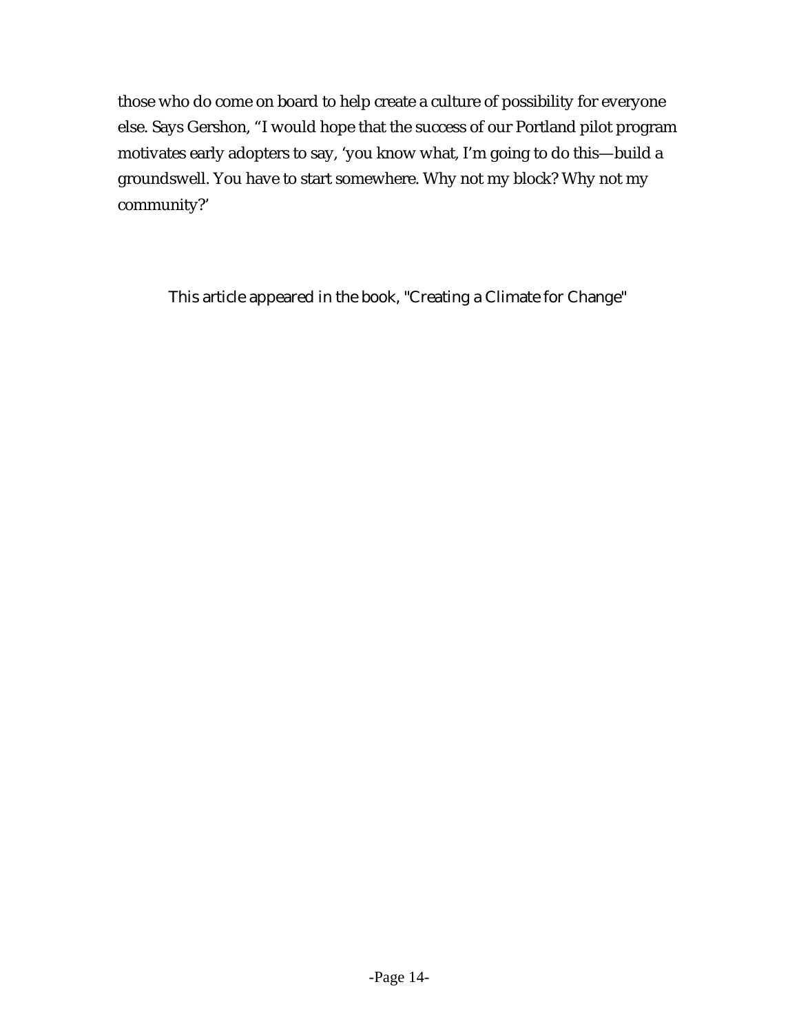those who do come on board to help create a culture of possibility for everyone else. Says Gershon, "I would hope that the success of our Portland pilot program motivates early adopters to say, 'you know what, I'm going to do this—build a groundswell. You have to start somewhere. Why not my block? Why not my community?'

This article appeared in the book, "Creating a Climate for Change"